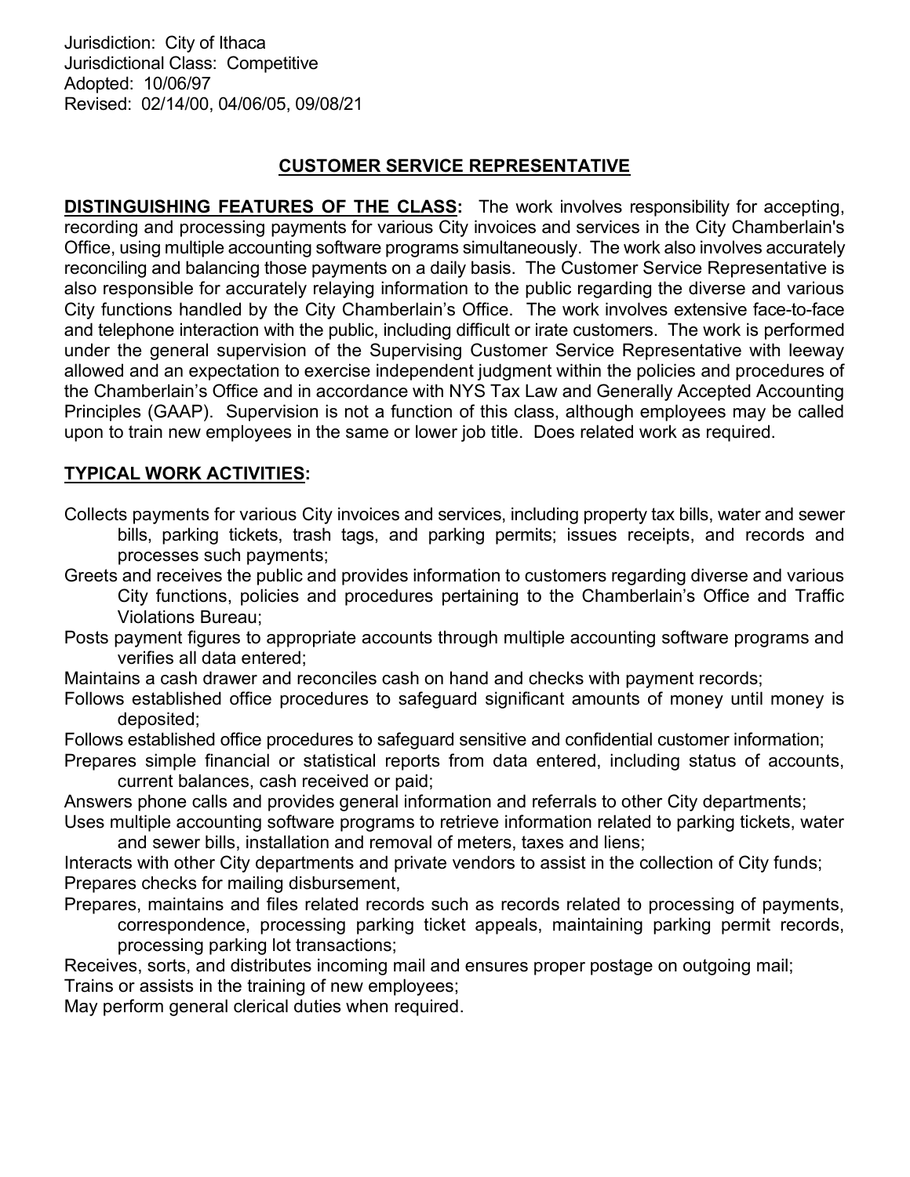Jurisdiction: City of Ithaca
Jurisdictional Class: Competitive
Adopted: 10/06/97
Revised: 02/14/00, 04/06/05, 09/08/21

# CUSTOMER SERVICE REPRESENTATIVE

**DISTINGUISHING FEATURES OF THE CLASS:** The work involves responsibility for accepting, recording and processing payments for various City invoices and services in the City Chamberlain's Office, using multiple accounting software programs simultaneously. The work also involves accurately reconciling and balancing those payments on a daily basis. The Customer Service Representative is also responsible for accurately relaying information to the public regarding the diverse and various City functions handled by the City Chamberlain's Office. The work involves extensive face-to-face and telephone interaction with the public, including difficult or irate customers. The work is performed under the general supervision of the Supervising Customer Service Representative with leeway allowed and an expectation to exercise independent judgment within the policies and procedures of the Chamberlain's Office and in accordance with NYS Tax Law and Generally Accepted Accounting Principles (GAAP). Supervision is not a function of this class, although employees may be called upon to train new employees in the same or lower job title. Does related work as required.

**TYPICAL WORK ACTIVITIES:**

Collects payments for various City invoices and services, including property tax bills, water and sewer bills, parking tickets, trash tags, and parking permits; issues receipts, and records and processes such payments;

Greets and receives the public and provides information to customers regarding diverse and various City functions, policies and procedures pertaining to the Chamberlain's Office and Traffic Violations Bureau;

Posts payment figures to appropriate accounts through multiple accounting software programs and verifies all data entered;

Maintains a cash drawer and reconciles cash on hand and checks with payment records;

Follows established office procedures to safeguard significant amounts of money until money is deposited;

Follows established office procedures to safeguard sensitive and confidential customer information;

Prepares simple financial or statistical reports from data entered, including status of accounts, current balances, cash received or paid;

Answers phone calls and provides general information and referrals to other City departments;

Uses multiple accounting software programs to retrieve information related to parking tickets, water and sewer bills, installation and removal of meters, taxes and liens;

Interacts with other City departments and private vendors to assist in the collection of City funds;

Prepares checks for mailing disbursement,

Prepares, maintains and files related records such as records related to processing of payments, correspondence, processing parking ticket appeals, maintaining parking permit records, processing parking lot transactions;

Receives, sorts, and distributes incoming mail and ensures proper postage on outgoing mail;

Trains or assists in the training of new employees;

May perform general clerical duties when required.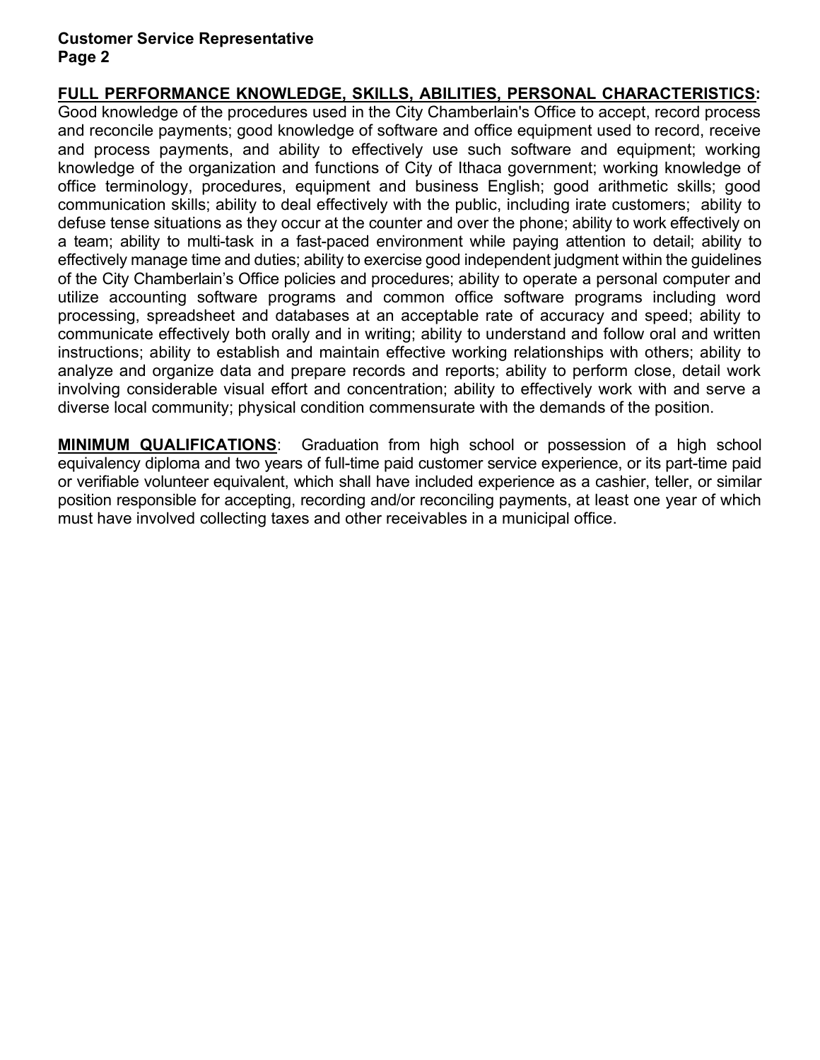**FULL PERFORMANCE KNOWLEDGE, SKILLS, ABILITIES, PERSONAL CHARACTERISTICS:** Good knowledge of the procedures used in the City Chamberlain's Office to accept, record process and reconcile payments; good knowledge of software and office equipment used to record, receive and process payments, and ability to effectively use such software and equipment; working knowledge of the organization and functions of City of Ithaca government; working knowledge of office terminology, procedures, equipment and business English; good arithmetic skills; good communication skills; ability to deal effectively with the public, including irate customers; ability to defuse tense situations as they occur at the counter and over the phone; ability to work effectively on a team; ability to multi-task in a fast-paced environment while paying attention to detail; ability to effectively manage time and duties; ability to exercise good independent judgment within the guidelines of the City Chamberlain's Office policies and procedures; ability to operate a personal computer and utilize accounting software programs and common office software programs including word processing, spreadsheet and databases at an acceptable rate of accuracy and speed; ability to communicate effectively both orally and in writing; ability to understand and follow oral and written instructions; ability to establish and maintain effective working relationships with others; ability to analyze and organize data and prepare records and reports; ability to perform close, detail work involving considerable visual effort and concentration; ability to effectively work with and serve a diverse local community; physical condition commensurate with the demands of the position.

**MINIMUM QUALIFICATIONS**: Graduation from high school or possession of a high school equivalency diploma and two years of full-time paid customer service experience, or its part-time paid or verifiable volunteer equivalent, which shall have included experience as a cashier, teller, or similar position responsible for accepting, recording and/or reconciling payments, at least one year of which must have involved collecting taxes and other receivables in a municipal office.